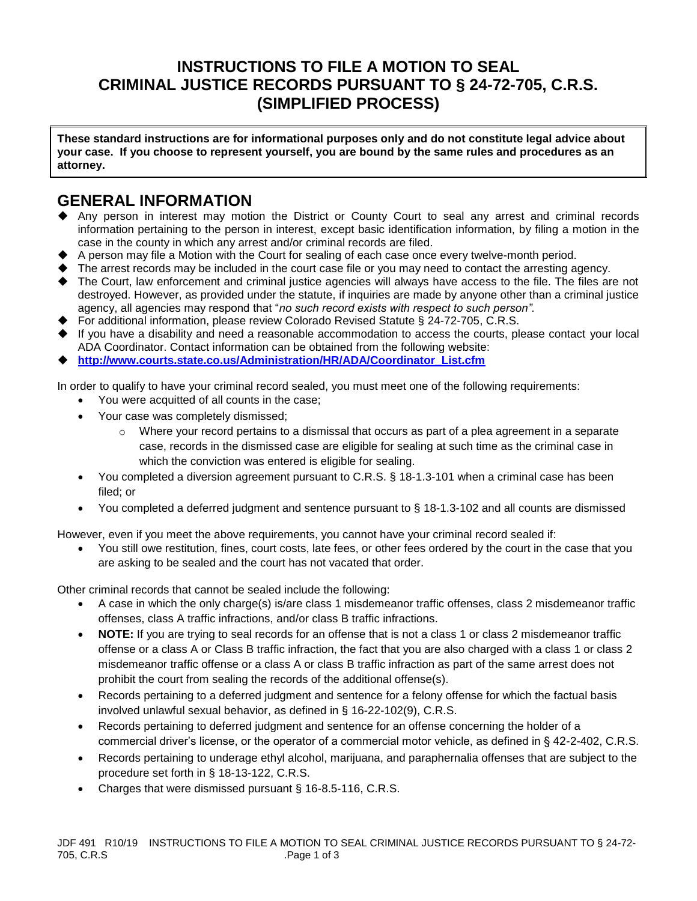# INSTRUCTIONS TO FILE A MOTION TO SEAL CRIMINAL JUSTICE RECORDS PURSUANT TO § 24-72-705, C.R.S. (SIMPLIFIED PROCESS)

**These standard instructions are for informational purposes only and do not constitute legal advice about your case. If you choose to represent yourself, you are bound by the same rules and procedures as an attorney.**

## GENERAL INFORMATION

- Any person in interest may motion the District or County Court to seal any arrest and criminal records information pertaining to the person in interest, except basic identification information, by filing a motion in the case in the county in which any arrest and/or criminal records are filed.
- A person may file a Motion with the Court for sealing of each case once every twelve-month period.
- The arrest records may be included in the court case file or you may need to contact the arresting agency.
- The Court, law enforcement and criminal justice agencies will always have access to the file. The files are not destroyed. However, as provided under the statute, if inquiries are made by anyone other than a criminal justice agency, all agencies may respond that "*no such record exists with respect to such person".*
- For additional information, please review Colorado Revised Statute § 24-72-705, C.R.S.
- If you have a disability and need a reasonable accommodation to access the courts, please contact your local ADA Coordinator. Contact information can be obtained from the following website:
- **http://www.courts.state.co.us/Administration/HR/ADA/Coordinator_List.cfm**

In order to qualify to have your criminal record sealed, you must meet one of the following requirements:

- You were acquitted of all counts in the case;
- Your case was completely dismissed;
  - Where your record pertains to a dismissal that occurs as part of a plea agreement in a separate case, records in the dismissed case are eligible for sealing at such time as the criminal case in which the conviction was entered is eligible for sealing.
- You completed a diversion agreement pursuant to C.R.S. § 18-1.3-101 when a criminal case has been filed; or
- You completed a deferred judgment and sentence pursuant to § 18-1.3-102 and all counts are dismissed

However, even if you meet the above requirements, you cannot have your criminal record sealed if:

- You still owe restitution, fines, court costs, late fees, or other fees ordered by the court in the case that you are asking to be sealed and the court has not vacated that order.

Other criminal records that cannot be sealed include the following:

- A case in which the only charge(s) is/are class 1 misdemeanor traffic offenses, class 2 misdemeanor traffic offenses, class A traffic infractions, and/or class B traffic infractions.
- **NOTE:** If you are trying to seal records for an offense that is not a class 1 or class 2 misdemeanor traffic offense or a class A or Class B traffic infraction, the fact that you are also charged with a class 1 or class 2 misdemeanor traffic offense or a class A or class B traffic infraction as part of the same arrest does not prohibit the court from sealing the records of the additional offense(s).
- Records pertaining to a deferred judgment and sentence for a felony offense for which the factual basis involved unlawful sexual behavior, as defined in § 16-22-102(9), C.R.S.
- Records pertaining to deferred judgment and sentence for an offense concerning the holder of a commercial driver's license, or the operator of a commercial motor vehicle, as defined in § 42-2-402, C.R.S.
- Records pertaining to underage ethyl alcohol, marijuana, and paraphernalia offenses that are subject to the procedure set forth in § 18-13-122, C.R.S.
- Charges that were dismissed pursuant § 16-8.5-116, C.R.S.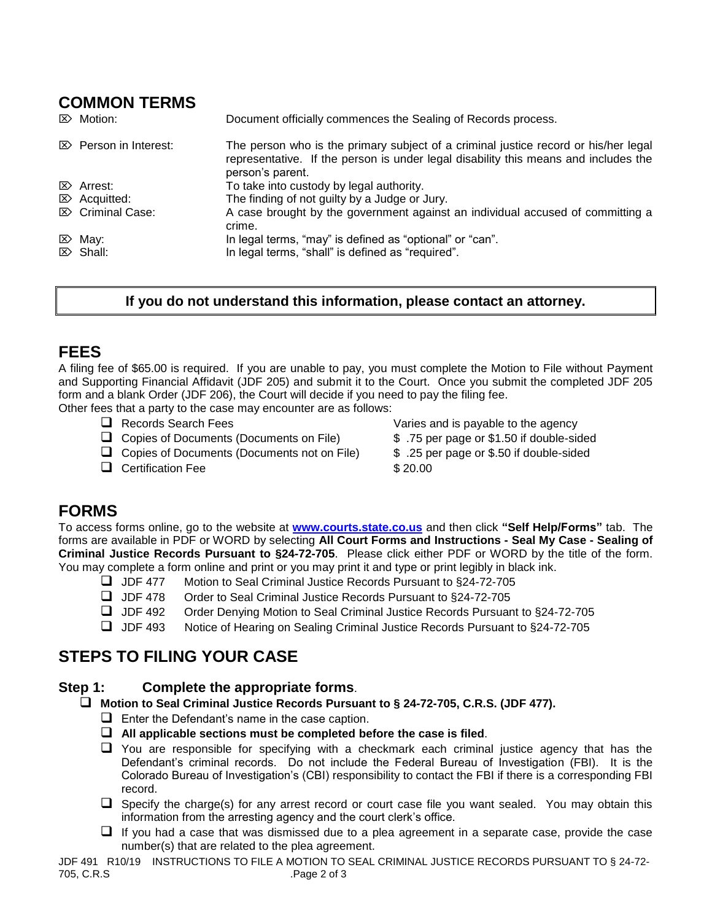## COMMON TERMS

| | |
|---|---|
| ⌦ Motion: | Document officially commences the Sealing of Records process. |
| ⌦ Person in Interest: | The person who is the primary subject of a criminal justice record or his/her legal representative. If the person is under legal disability this means and includes the person's parent. |
| ⌦ Arrest: | To take into custody by legal authority. |
| ⌦ Acquitted: | The finding of not guilty by a Judge or Jury. |
| ⌦ Criminal Case: | A case brought by the government against an individual accused of committing a crime. |
| ⌦ May: | In legal terms, "may" is defined as "optional" or "can". |
| ⌦ Shall: | In legal terms, "shall" is defined as "required". |

**If you do not understand this information, please contact an attorney.**

## FEES

A filing fee of $65.00 is required. If you are unable to pay, you must complete the Motion to File without Payment and Supporting Financial Affidavit (JDF 205) and submit it to the Court. Once you submit the completed JDF 205 form and a blank Order (JDF 206), the Court will decide if you need to pay the filing fee.
Other fees that a party to the case may encounter are as follows:

| | |
|---|---|
| ☐ Records Search Fees | Varies and is payable to the agency |
| ☐ Copies of Documents (Documents on File) | $ .75 per page or $1.50 if double-sided |
| ☐ Copies of Documents (Documents not on File) | $ .25 per page or $.50 if double-sided |
| ☐ Certification Fee | $ 20.00 |

## FORMS

To access forms online, go to the website at **www.courts.state.co.us** and then click **"Self Help/Forms"** tab. The forms are available in PDF or WORD by selecting **All Court Forms and Instructions - Seal My Case - Sealing of Criminal Justice Records Pursuant to §24-72-705**. Please click either PDF or WORD by the title of the form. You may complete a form online and print or you may print it and type or print legibly in black ink.

- ☐ JDF 477 Motion to Seal Criminal Justice Records Pursuant to §24-72-705
- ☐ JDF 478 Order to Seal Criminal Justice Records Pursuant to §24-72-705
- ☐ JDF 492 Order Denying Motion to Seal Criminal Justice Records Pursuant to §24-72-705
- ☐ JDF 493 Notice of Hearing on Sealing Criminal Justice Records Pursuant to §24-72-705

## STEPS TO FILING YOUR CASE

### Step 1: Complete the appropriate forms.

- ☐ **Motion to Seal Criminal Justice Records Pursuant to § 24-72-705, C.R.S. (JDF 477).**
  - ☐ Enter the Defendant's name in the case caption.
  - ☐ **All applicable sections must be completed before the case is filed**.
  - ☐ You are responsible for specifying with a checkmark each criminal justice agency that has the Defendant's criminal records. Do not include the Federal Bureau of Investigation (FBI). It is the Colorado Bureau of Investigation's (CBI) responsibility to contact the FBI if there is a corresponding FBI record.
  - ☐ Specify the charge(s) for any arrest record or court case file you want sealed. You may obtain this information from the arresting agency and the court clerk's office.
  - ☐ If you had a case that was dismissed due to a plea agreement in a separate case, provide the case number(s) that are related to the plea agreement.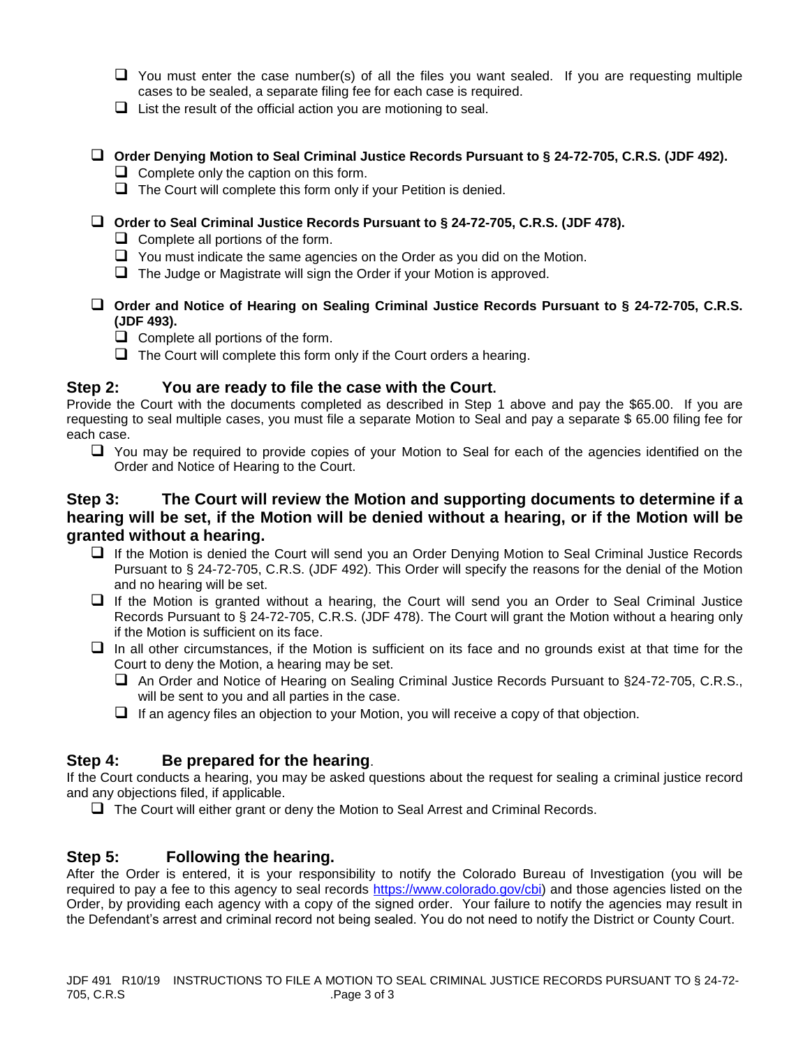- ❑ You must enter the case number(s) of all the files you want sealed. If you are requesting multiple cases to be sealed, a separate filing fee for each case is required.
- ❑ List the result of the official action you are motioning to seal.

❑ **Order Denying Motion to Seal Criminal Justice Records Pursuant to § 24-72-705, C.R.S. (JDF 492).**

- ❑ Complete only the caption on this form.
- ❑ The Court will complete this form only if your Petition is denied.

❑ **Order to Seal Criminal Justice Records Pursuant to § 24-72-705, C.R.S. (JDF 478).**

- ❑ Complete all portions of the form.
- ❑ You must indicate the same agencies on the Order as you did on the Motion.
- ❑ The Judge or Magistrate will sign the Order if your Motion is approved.

❑ **Order and Notice of Hearing on Sealing Criminal Justice Records Pursuant to § 24-72-705, C.R.S. (JDF 493).**

- ❑ Complete all portions of the form.
- ❑ The Court will complete this form only if the Court orders a hearing.

## Step 2: You are ready to file the case with the Court.

Provide the Court with the documents completed as described in Step 1 above and pay the $65.00. If you are requesting to seal multiple cases, you must file a separate Motion to Seal and pay a separate $ 65.00 filing fee for each case.

- ❑ You may be required to provide copies of your Motion to Seal for each of the agencies identified on the Order and Notice of Hearing to the Court.

## Step 3: The Court will review the Motion and supporting documents to determine if a hearing will be set, if the Motion will be denied without a hearing, or if the Motion will be granted without a hearing.

- ❑ If the Motion is denied the Court will send you an Order Denying Motion to Seal Criminal Justice Records Pursuant to § 24-72-705, C.R.S. (JDF 492). This Order will specify the reasons for the denial of the Motion and no hearing will be set.
- ❑ If the Motion is granted without a hearing, the Court will send you an Order to Seal Criminal Justice Records Pursuant to § 24-72-705, C.R.S. (JDF 478). The Court will grant the Motion without a hearing only if the Motion is sufficient on its face.
- ❑ In all other circumstances, if the Motion is sufficient on its face and no grounds exist at that time for the Court to deny the Motion, a hearing may be set.
  - ❑ An Order and Notice of Hearing on Sealing Criminal Justice Records Pursuant to §24-72-705, C.R.S., will be sent to you and all parties in the case.
  - ❑ If an agency files an objection to your Motion, you will receive a copy of that objection.

## Step 4: Be prepared for the hearing.

If the Court conducts a hearing, you may be asked questions about the request for sealing a criminal justice record and any objections filed, if applicable.

- ❑ The Court will either grant or deny the Motion to Seal Arrest and Criminal Records.

## Step 5: Following the hearing.

After the Order is entered, it is your responsibility to notify the Colorado Bureau of Investigation (you will be required to pay a fee to this agency to seal records https://www.colorado.gov/cbi) and those agencies listed on the Order, by providing each agency with a copy of the signed order. Your failure to notify the agencies may result in the Defendant's arrest and criminal record not being sealed. You do not need to notify the District or County Court.